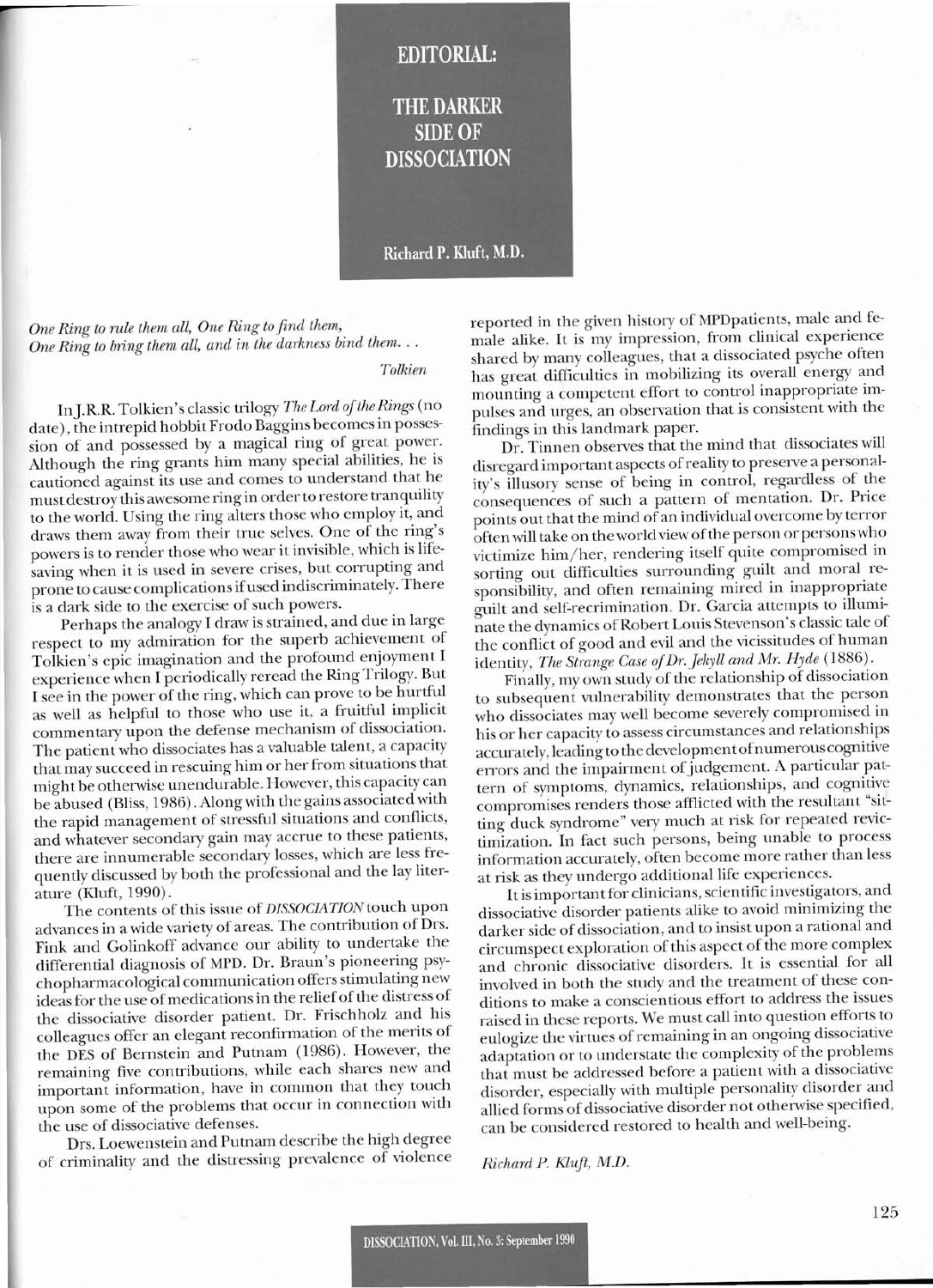# EDITORIAL:

# THE DARKER SIDE OF DISSOCIATION

**Richard P. Kluft, M.D.**

*One Ring to rule them all, One Ring to find them,*
*One Ring to bring them all, and in the darkness bind them. . .*

*Tolkien*

In J.R.R. Tolkien's classic trilogy *The Lord of the Rings* (no date), the intrepid hobbit Frodo Baggins becomes in possession of and possessed by a magical ring of great power. Although the ring grants him many special abilities, he is cautioned against its use and comes to understand that he must destroy this awesome ring in order to restore tranquility to the world. Using the ring alters those who employ it, and draws them away from their true selves. One of the ring's powers is to render those who wear it invisible, which is lifesaving when it is used in severe crises, but corrupting and prone to cause complications if used indiscriminately. There is a dark side to the exercise of such powers.

Perhaps the analogy I draw is strained, and due in large respect to my admiration for the superb achievement of Tolkien's epic imagination and the profound enjoyment I experience when I periodically reread the Ring Trilogy. But I see in the power of the ring, which can prove to be hurtful as well as helpful to those who use it, a fruitful implicit commentary upon the defense mechanism of dissociation. The patient who dissociates has a valuable talent, a capacity that may succeed in rescuing him or her from situations that might be otherwise unendurable. However, this capacity can be abused (Bliss, 1986). Along with the gains associated with the rapid management of stressful situations and conflicts, and whatever secondary gain may accrue to these patients, there are innumerable secondary losses, which are less frequently discussed by both the professional and the lay literature (Kluft, 1990).

The contents of this issue of *DISSOCIATION* touch upon advances in a wide variety of areas. The contribution of Drs. Fink and Golinkoff advance our ability to undertake the differential diagnosis of MPD. Dr. Braun's pioneering psychopharmacological communication offers stimulating new ideas for the use of medications in the relief of the distress of the dissociative disorder patient. Dr. Frischholz and his colleagues offer an elegant reconfirmation of the merits of the DES of Bernstein and Putnam (1986). However, the remaining five contributions, while each shares new and important information, have in common that they touch upon some of the problems that occur in connection with the use of dissociative defenses.

Drs. Loewenstein and Putnam describe the high degree of criminality and the distressing prevalence of violence reported in the given history of MPD patients, male and female alike. It is my impression, from clinical experience shared by many colleagues, that a dissociated psyche often has great difficulties in mobilizing its overall energy and mounting a competent effort to control inappropriate impulses and urges, an observation that is consistent with the findings in this landmark paper.

Dr. Tinnen observes that the mind that dissociates will disregard important aspects of reality to preserve a personality's illusory sense of being in control, regardless of the consequences of such a pattern of mentation. Dr. Price points out that the mind of an individual overcome by terror often will take on the world view of the person or persons who victimize him/her, rendering itself quite compromised in sorting out difficulties surrounding guilt and moral responsibility, and often remaining mired in inappropriate guilt and self-recrimination. Dr. Garcia attempts to illuminate the dynamics of Robert Louis Stevenson's classic tale of the conflict of good and evil and the vicissitudes of human identity, *The Strange Case of Dr. Jekyll and Mr. Hyde* (1886).

Finally, my own study of the relationship of dissociation to subsequent vulnerability demonstrates that the person who dissociates may well become severely compromised in his or her capacity to assess circumstances and relationships accurately, leading to the development of numerous cognitive errors and the impairment of judgement. A particular pattern of symptoms, dynamics, relationships, and cognitive compromises renders those afflicted with the resultant "sitting duck syndrome" very much at risk for repeated revictimization. In fact such persons, being unable to process information accurately, often become more rather than less at risk as they undergo additional life experiences.

It is important for clinicians, scientific investigators, and dissociative disorder patients alike to avoid minimizing the darker side of dissociation, and to insist upon a rational and circumspect exploration of this aspect of the more complex and chronic dissociative disorders. It is essential for all involved in both the study and the treatment of these conditions to make a conscientious effort to address the issues raised in these reports. We must call into question efforts to eulogize the virtues of remaining in an ongoing dissociative adaptation or to understate the complexity of the problems that must be addressed before a patient with a dissociative disorder, especially with multiple personality disorder and allied forms of dissociative disorder not otherwise specified, can be considered restored to health and well-being.

*Richard P. Kluft, M.D.*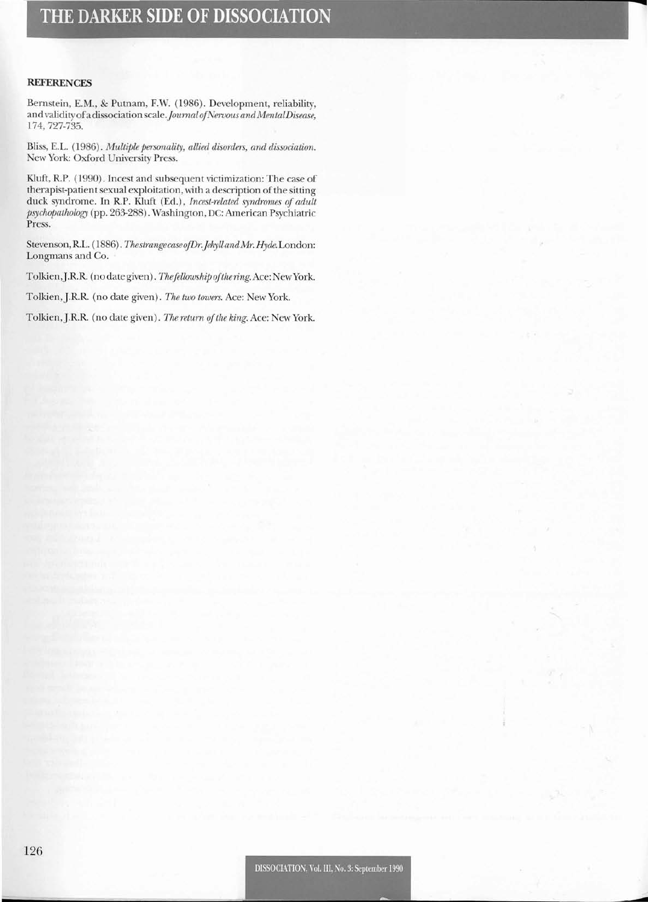**REFERENCES**

Bernstein, E.M., & Putnam, F.W. (1986). Development, reliability, and validity of a dissociation scale. *Journal of Nervous and Mental Disease*, 174, 727-735.

Bliss, E.L. (1986). *Multiple personality, allied disorders, and dissociation.* New York: Oxford University Press.

Kluft, R.P. (1990). Incest and subsequent victimization: The case of therapist-patient sexual exploitation, with a description of the sitting duck syndrome. In R.P. Kluft (Ed.), *Incest-related syndromes of adult psychopathology* (pp. 263-288). Washington, DC: American Psychiatric Press.

Stevenson, R.L. (1886). *The strange case of Dr. Jekyll and Mr. Hyde.* London: Longmans and Co.

Tolkien, J.R.R. (no date given). *The fellowship of the ring.* Ace: New York.

Tolkien, J.R.R. (no date given). *The two towers.* Ace: New York.

Tolkien, J.R.R. (no date given). *The return of the king.* Ace: New York.